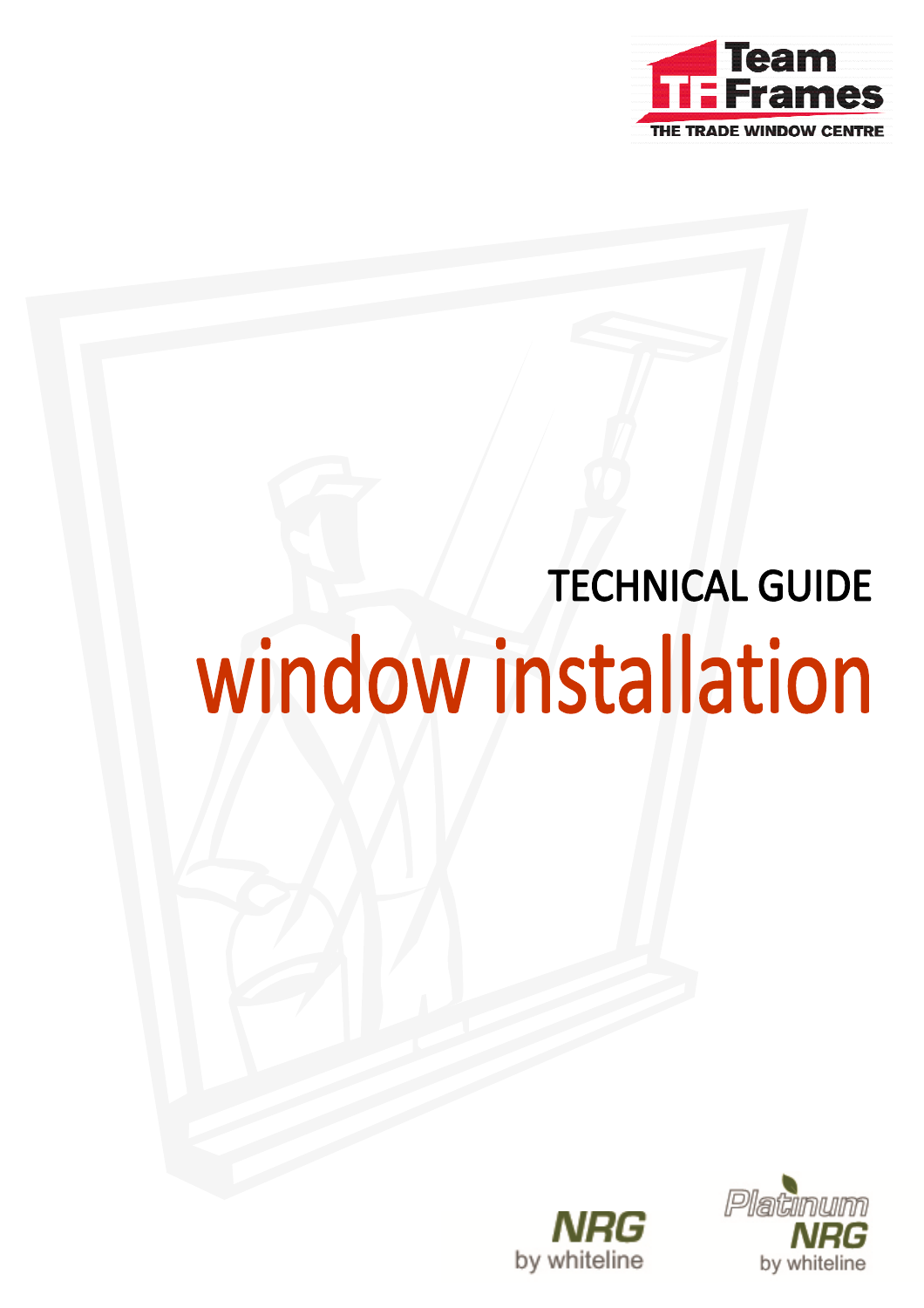Team Frames

THE TRADE WINDOW CENTRE

# TECHNICAL GUIDE

# window installation

NRG by whiteline

Platinum NRG by whiteline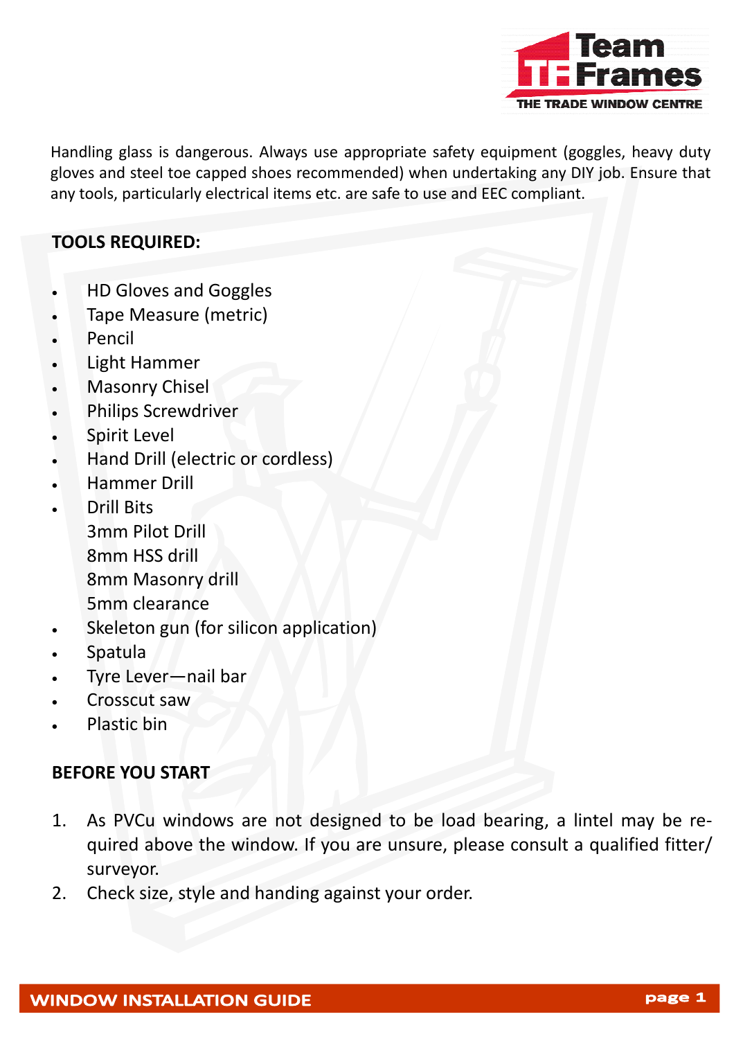Handling glass is dangerous. Always use appropriate safety equipment (goggles, heavy duty gloves and steel toe capped shoes recommended) when undertaking any DIY job. Ensure that any tools, particularly electrical items etc. are safe to use and EEC compliant.

**TOOLS REQUIRED:**

- HD Gloves and Goggles
- Tape Measure (metric)
- Pencil
- Light Hammer
- Masonry Chisel
- Philips Screwdriver
- Spirit Level
- Hand Drill (electric or cordless)
- Hammer Drill
- Drill Bits
  3mm Pilot Drill
  8mm HSS drill
  8mm Masonry drill
  5mm clearance
- Skeleton gun (for silicon application)
- Spatula
- Tyre Lever—nail bar
- Crosscut saw
- Plastic bin

**BEFORE YOU START**

1. As PVCu windows are not designed to be load bearing, a lintel may be required above the window. If you are unsure, please consult a qualified fitter/ surveyor.
2. Check size, style and handing against your order.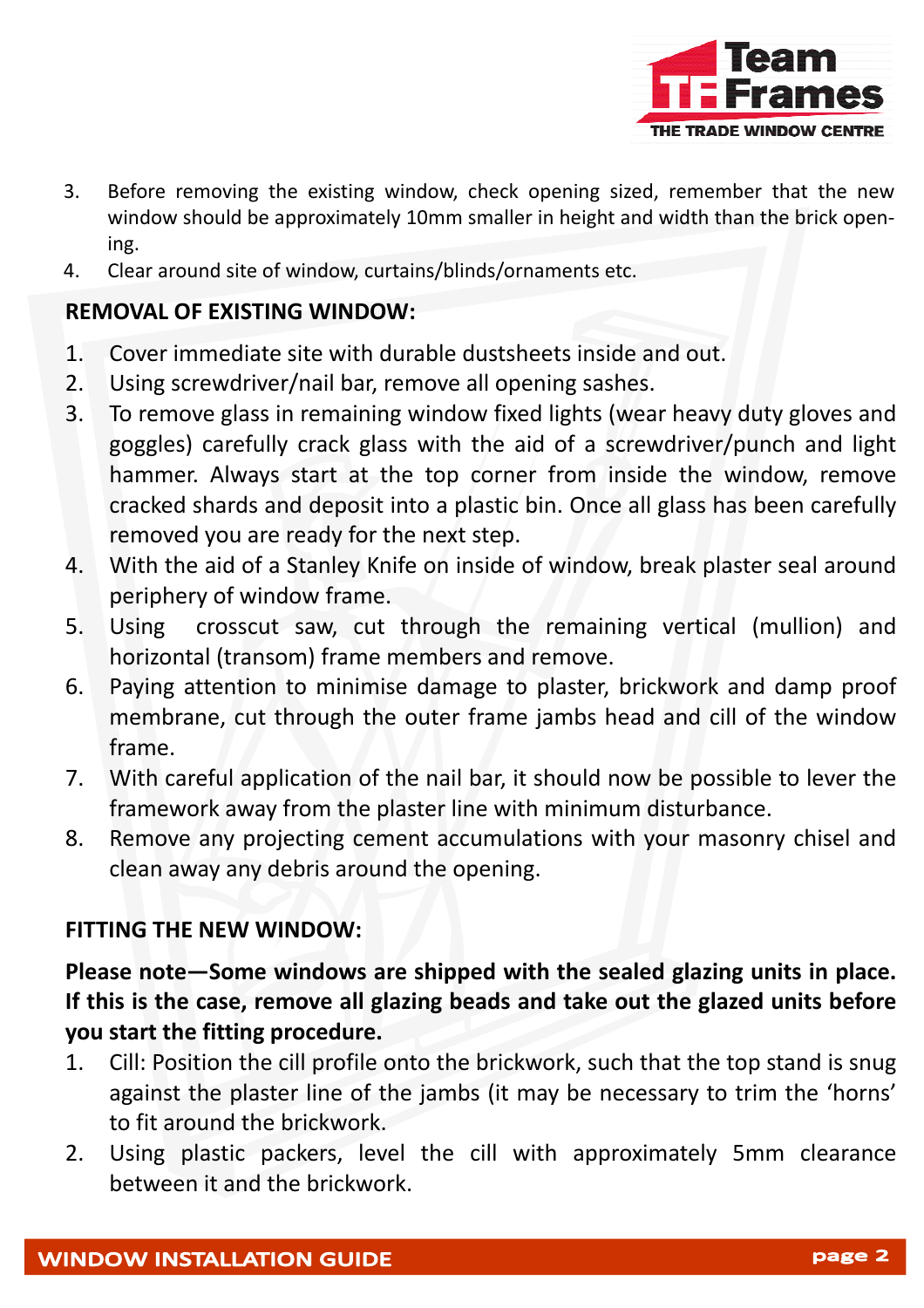3. Before removing the existing window, check opening sized, remember that the new window should be approximately 10mm smaller in height and width than the brick opening.
4. Clear around site of window, curtains/blinds/ornaments etc.

## REMOVAL OF EXISTING WINDOW:

1. Cover immediate site with durable dustsheets inside and out.
2. Using screwdriver/nail bar, remove all opening sashes.
3. To remove glass in remaining window fixed lights (wear heavy duty gloves and goggles) carefully crack glass with the aid of a screwdriver/punch and light hammer. Always start at the top corner from inside the window, remove cracked shards and deposit into a plastic bin. Once all glass has been carefully removed you are ready for the next step.
4. With the aid of a Stanley Knife on inside of window, break plaster seal around periphery of window frame.
5. Using crosscut saw, cut through the remaining vertical (mullion) and horizontal (transom) frame members and remove.
6. Paying attention to minimise damage to plaster, brickwork and damp proof membrane, cut through the outer frame jambs head and cill of the window frame.
7. With careful application of the nail bar, it should now be possible to lever the framework away from the plaster line with minimum disturbance.
8. Remove any projecting cement accumulations with your masonry chisel and clean away any debris around the opening.

## FITTING THE NEW WINDOW:

**Please note—Some windows are shipped with the sealed glazing units in place. If this is the case, remove all glazing beads and take out the glazed units before you start the fitting procedure.**

1. Cill: Position the cill profile onto the brickwork, such that the top stand is snug against the plaster line of the jambs (it may be necessary to trim the 'horns' to fit around the brickwork.
2. Using plastic packers, level the cill with approximately 5mm clearance between it and the brickwork.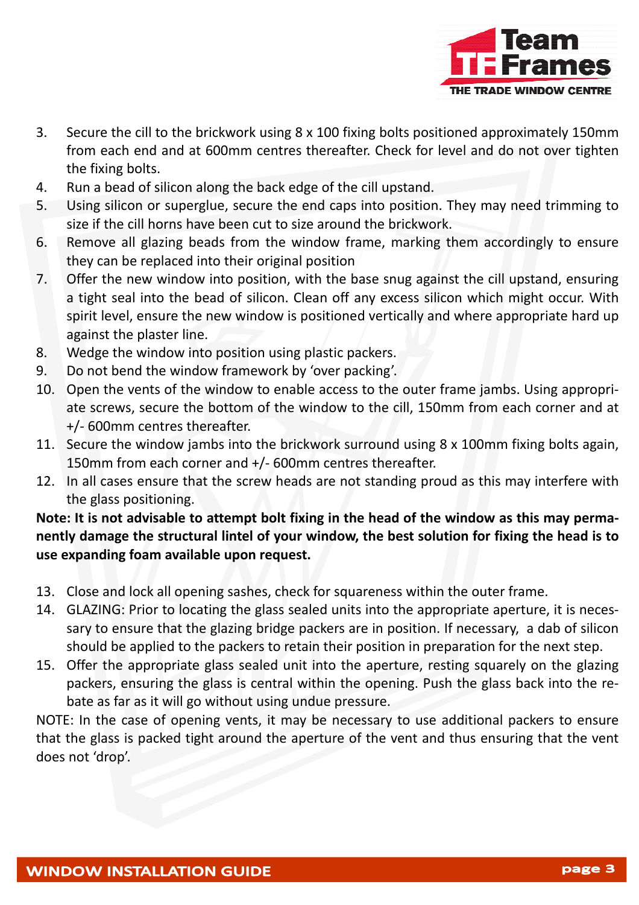3. Secure the cill to the brickwork using 8 x 100 fixing bolts positioned approximately 150mm from each end and at 600mm centres thereafter. Check for level and do not over tighten the fixing bolts.
4. Run a bead of silicon along the back edge of the cill upstand.
5. Using silicon or superglue, secure the end caps into position. They may need trimming to size if the cill horns have been cut to size around the brickwork.
6. Remove all glazing beads from the window frame, marking them accordingly to ensure they can be replaced into their original position
7. Offer the new window into position, with the base snug against the cill upstand, ensuring a tight seal into the bead of silicon. Clean off any excess silicon which might occur. With spirit level, ensure the new window is positioned vertically and where appropriate hard up against the plaster line.
8. Wedge the window into position using plastic packers.
9. Do not bend the window framework by 'over packing'.
10. Open the vents of the window to enable access to the outer frame jambs. Using appropriate screws, secure the bottom of the window to the cill, 150mm from each corner and at +/- 600mm centres thereafter.
11. Secure the window jambs into the brickwork surround using 8 x 100mm fixing bolts again, 150mm from each corner and +/- 600mm centres thereafter.
12. In all cases ensure that the screw heads are not standing proud as this may interfere with the glass positioning.

**Note: It is not advisable to attempt bolt fixing in the head of the window as this may permanently damage the structural lintel of your window, the best solution for fixing the head is to use expanding foam available upon request.**

13. Close and lock all opening sashes, check for squareness within the outer frame.
14. GLAZING: Prior to locating the glass sealed units into the appropriate aperture, it is necessary to ensure that the glazing bridge packers are in position. If necessary, a dab of silicon should be applied to the packers to retain their position in preparation for the next step.
15. Offer the appropriate glass sealed unit into the aperture, resting squarely on the glazing packers, ensuring the glass is central within the opening. Push the glass back into the rebate as far as it will go without using undue pressure.

NOTE: In the case of opening vents, it may be necessary to use additional packers to ensure that the glass is packed tight around the aperture of the vent and thus ensuring that the vent does not 'drop'.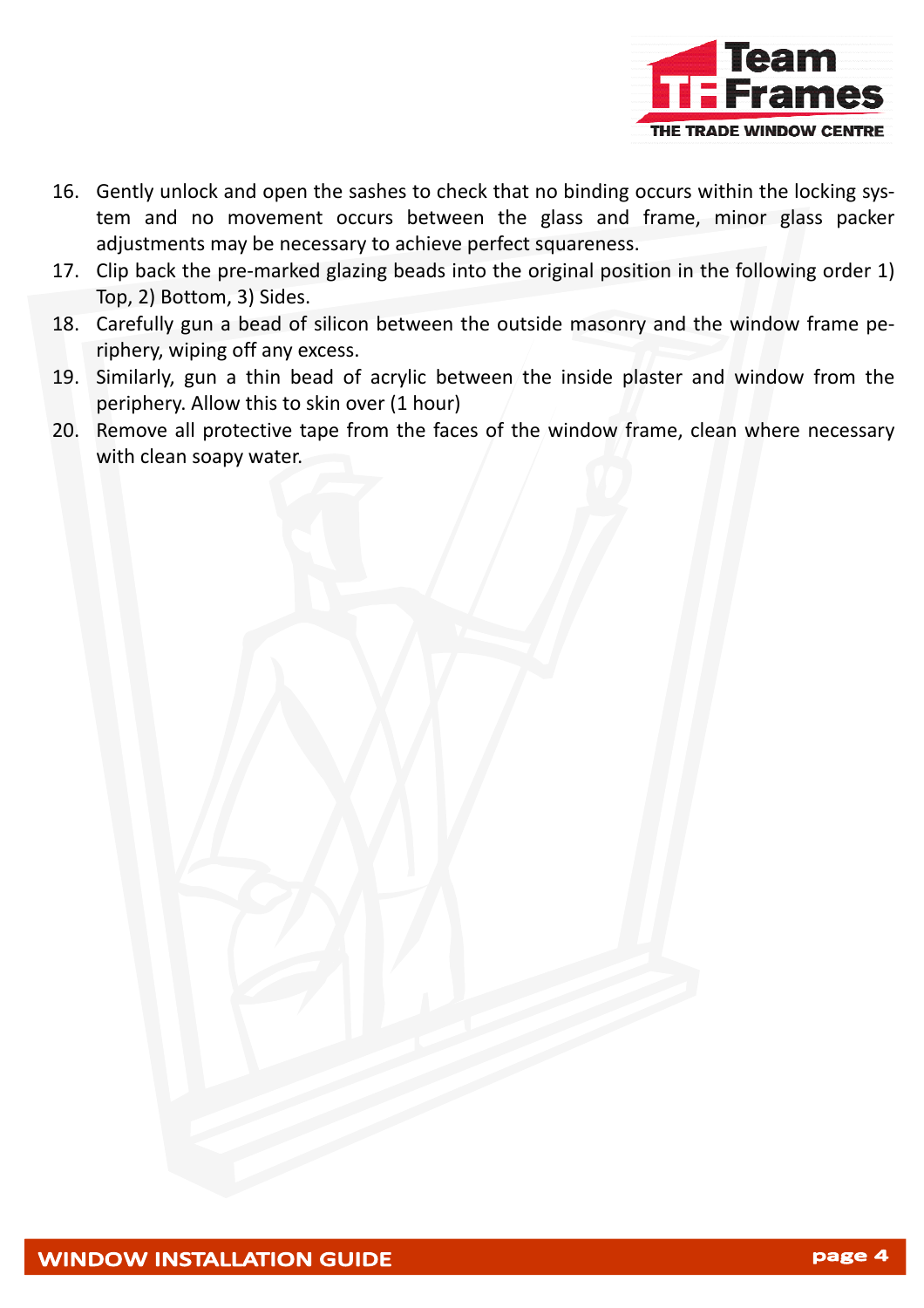16. Gently unlock and open the sashes to check that no binding occurs within the locking system and no movement occurs between the glass and frame, minor glass packer adjustments may be necessary to achieve perfect squareness.
17. Clip back the pre-marked glazing beads into the original position in the following order 1) Top, 2) Bottom, 3) Sides.
18. Carefully gun a bead of silicon between the outside masonry and the window frame periphery, wiping off any excess.
19. Similarly, gun a thin bead of acrylic between the inside plaster and window from the periphery. Allow this to skin over (1 hour)
20. Remove all protective tape from the faces of the window frame, clean where necessary with clean soapy water.